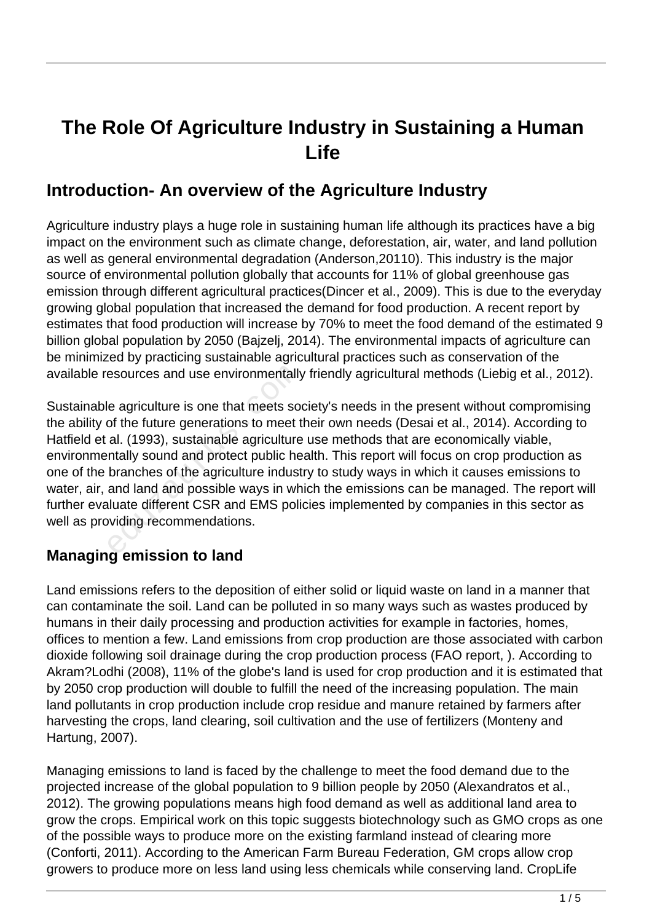# The Role Of Agriculture Industry in Sustaining a Human Life

## Introduction- An overview of the Agriculture Industry

Agriculture industry plays a huge role in sustaining human life although its practices have a big impact on the environment such as climate change, deforestation, air, water, and land pollution as well as general environmental degradation (Anderson,20110). This industry is the major source of environmental pollution globally that accounts for 11% of global greenhouse gas emission through different agricultural practices(Dincer et al., 2009). This is due to the everyday growing global population that increased the demand for food production. A recent report by estimates that food production will increase by 70% to meet the food demand of the estimated 9 billion global population by 2050 (Bajzelj, 2014). The environmental impacts of agriculture can be minimized by practicing sustainable agricultural practices such as conservation of the available resources and use environmentally friendly agricultural methods (Liebig et al., 2012).

Sustainable agriculture is one that meets society's needs in the present without compromising the ability of the future generations to meet their own needs (Desai et al., 2014). According to Hatfield et al. (1993), sustainable agriculture use methods that are economically viable, environmentally sound and protect public health. This report will focus on crop production as one of the branches of the agriculture industry to study ways in which it causes emissions to water, air, and land and possible ways in which the emissions can be managed. The report will further evaluate different CSR and EMS policies implemented by companies in this sector as well as providing recommendations.

### Managing emission to land

Land emissions refers to the deposition of either solid or liquid waste on land in a manner that can contaminate the soil. Land can be polluted in so many ways such as wastes produced by humans in their daily processing and production activities for example in factories, homes, offices to mention a few. Land emissions from crop production are those associated with carbon dioxide following soil drainage during the crop production process (FAO report, ). According to Akram?Lodhi (2008), 11% of the globe's land is used for crop production and it is estimated that by 2050 crop production will double to fulfill the need of the increasing population. The main land pollutants in crop production include crop residue and manure retained by farmers after harvesting the crops, land clearing, soil cultivation and the use of fertilizers (Monteny and Hartung, 2007).

Managing emissions to land is faced by the challenge to meet the food demand due to the projected increase of the global population to 9 billion people by 2050 (Alexandratos et al., 2012). The growing populations means high food demand as well as additional land area to grow the crops. Empirical work on this topic suggests biotechnology such as GMO crops as one of the possible ways to produce more on the existing farmland instead of clearing more (Conforti, 2011). According to the American Farm Bureau Federation, GM crops allow crop growers to produce more on less land using less chemicals while conserving land. CropLife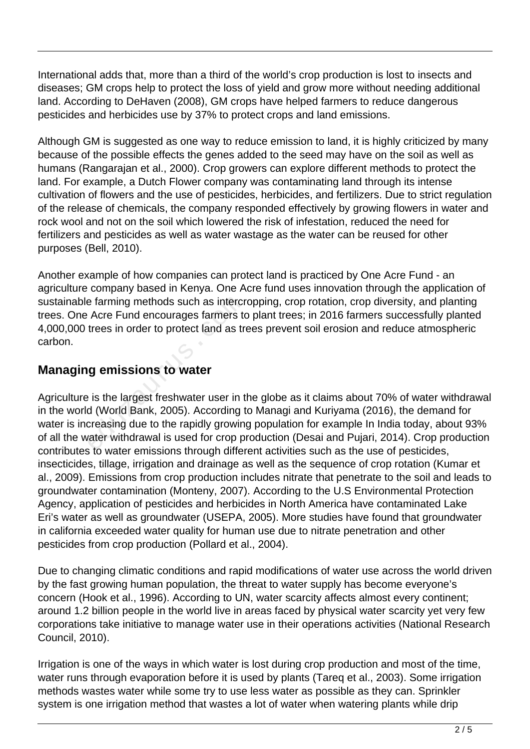International adds that, more than a third of the world's crop production is lost to insects and diseases; GM crops help to protect the loss of yield and grow more without needing additional land. According to DeHaven (2008), GM crops have helped farmers to reduce dangerous pesticides and herbicides use by 37% to protect crops and land emissions.

Although GM is suggested as one way to reduce emission to land, it is highly criticized by many because of the possible effects the genes added to the seed may have on the soil as well as humans (Rangarajan et al., 2000). Crop growers can explore different methods to protect the land. For example, a Dutch Flower company was contaminating land through its intense cultivation of flowers and the use of pesticides, herbicides, and fertilizers. Due to strict regulation of the release of chemicals, the company responded effectively by growing flowers in water and rock wool and not on the soil which lowered the risk of infestation, reduced the need for fertilizers and pesticides as well as water wastage as the water can be reused for other purposes (Bell, 2010).

Another example of how companies can protect land is practiced by One Acre Fund - an agriculture company based in Kenya. One Acre fund uses innovation through the application of sustainable farming methods such as intercropping, crop rotation, crop diversity, and planting trees. One Acre Fund encourages farmers to plant trees; in 2016 farmers successfully planted 4,000,000 trees in order to protect land as trees prevent soil erosion and reduce atmospheric carbon.

## Managing emissions to water

Agriculture is the largest freshwater user in the globe as it claims about 70% of water withdrawal in the world (World Bank, 2005). According to Managi and Kuriyama (2016), the demand for water is increasing due to the rapidly growing population for example In India today, about 93% of all the water withdrawal is used for crop production (Desai and Pujari, 2014). Crop production contributes to water emissions through different activities such as the use of pesticides, insecticides, tillage, irrigation and drainage as well as the sequence of crop rotation (Kumar et al., 2009). Emissions from crop production includes nitrate that penetrate to the soil and leads to groundwater contamination (Monteny, 2007). According to the U.S Environmental Protection Agency, application of pesticides and herbicides in North America have contaminated Lake Eri's water as well as groundwater (USEPA, 2005). More studies have found that groundwater in california exceeded water quality for human use due to nitrate penetration and other pesticides from crop production (Pollard et al., 2004).

Due to changing climatic conditions and rapid modifications of water use across the world driven by the fast growing human population, the threat to water supply has become everyone's concern (Hook et al., 1996). According to UN, water scarcity affects almost every continent; around 1.2 billion people in the world live in areas faced by physical water scarcity yet very few corporations take initiative to manage water use in their operations activities (National Research Council, 2010).

Irrigation is one of the ways in which water is lost during crop production and most of the time, water runs through evaporation before it is used by plants (Tareq et al., 2003). Some irrigation methods wastes water while some try to use less water as possible as they can. Sprinkler system is one irrigation method that wastes a lot of water when watering plants while drip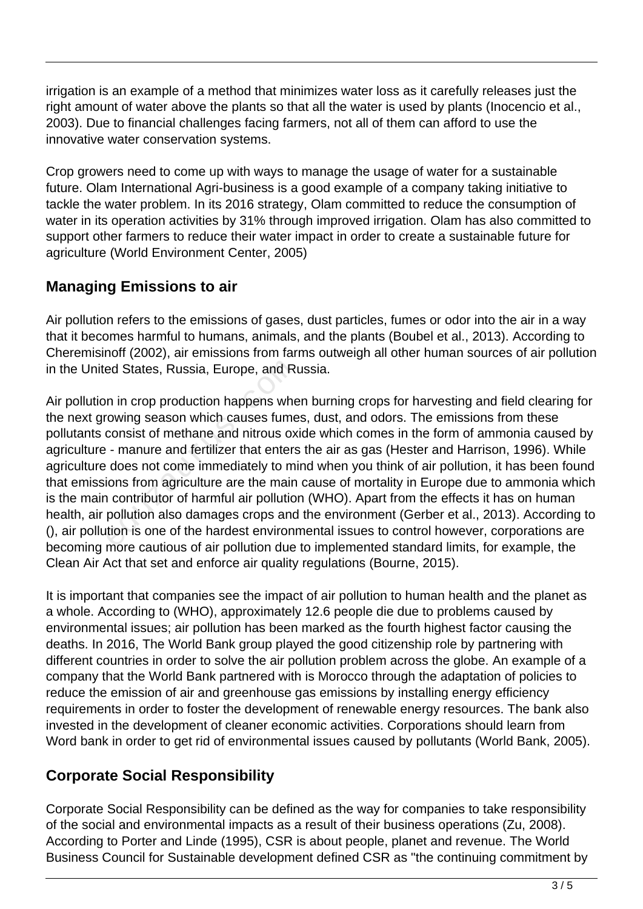irrigation is an example of a method that minimizes water loss as it carefully releases just the right amount of water above the plants so that all the water is used by plants (Inocencio et al., 2003). Due to financial challenges facing farmers, not all of them can afford to use the innovative water conservation systems.

Crop growers need to come up with ways to manage the usage of water for a sustainable future. Olam International Agri-business is a good example of a company taking initiative to tackle the water problem. In its 2016 strategy, Olam committed to reduce the consumption of water in its operation activities by 31% through improved irrigation. Olam has also committed to support other farmers to reduce their water impact in order to create a sustainable future for agriculture (World Environment Center, 2005)

## Managing Emissions to air

Air pollution refers to the emissions of gases, dust particles, fumes or odor into the air in a way that it becomes harmful to humans, animals, and the plants (Boubel et al., 2013). According to Cheremisinoff (2002), air emissions from farms outweigh all other human sources of air pollution in the United States, Russia, Europe, and Russia.

Air pollution in crop production happens when burning crops for harvesting and field clearing for the next growing season which causes fumes, dust, and odors. The emissions from these pollutants consist of methane and nitrous oxide which comes in the form of ammonia caused by agriculture - manure and fertilizer that enters the air as gas (Hester and Harrison, 1996). While agriculture does not come immediately to mind when you think of air pollution, it has been found that emissions from agriculture are the main cause of mortality in Europe due to ammonia which is the main contributor of harmful air pollution (WHO). Apart from the effects it has on human health, air pollution also damages crops and the environment (Gerber et al., 2013). According to (), air pollution is one of the hardest environmental issues to control however, corporations are becoming more cautious of air pollution due to implemented standard limits, for example, the Clean Air Act that set and enforce air quality regulations (Bourne, 2015).

It is important that companies see the impact of air pollution to human health and the planet as a whole. According to (WHO), approximately 12.6 people die due to problems caused by environmental issues; air pollution has been marked as the fourth highest factor causing the deaths. In 2016, The World Bank group played the good citizenship role by partnering with different countries in order to solve the air pollution problem across the globe. An example of a company that the World Bank partnered with is Morocco through the adaptation of policies to reduce the emission of air and greenhouse gas emissions by installing energy efficiency requirements in order to foster the development of renewable energy resources. The bank also invested in the development of cleaner economic activities. Corporations should learn from Word bank in order to get rid of environmental issues caused by pollutants (World Bank, 2005).

## Corporate Social Responsibility

Corporate Social Responsibility can be defined as the way for companies to take responsibility of the social and environmental impacts as a result of their business operations (Zu, 2008). According to Porter and Linde (1995), CSR is about people, planet and revenue. The World Business Council for Sustainable development defined CSR as "the continuing commitment by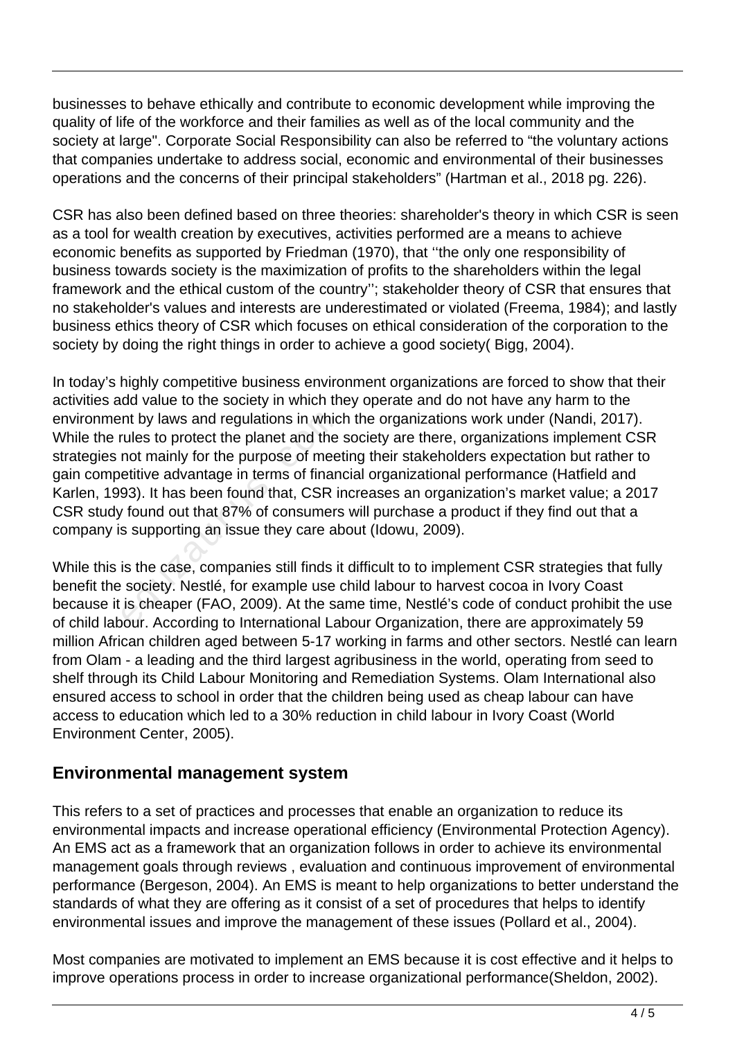businesses to behave ethically and contribute to economic development while improving the quality of life of the workforce and their families as well as of the local community and the society at large". Corporate Social Responsibility can also be referred to "the voluntary actions that companies undertake to address social, economic and environmental of their businesses operations and the concerns of their principal stakeholders" (Hartman et al., 2018 pg. 226).

CSR has also been defined based on three theories: shareholder's theory in which CSR is seen as a tool for wealth creation by executives, activities performed are a means to achieve economic benefits as supported by Friedman (1970), that ''the only one responsibility of business towards society is the maximization of profits to the shareholders within the legal framework and the ethical custom of the country''; stakeholder theory of CSR that ensures that no stakeholder's values and interests are underestimated or violated (Freema, 1984); and lastly business ethics theory of CSR which focuses on ethical consideration of the corporation to the society by doing the right things in order to achieve a good society( Bigg, 2004).

In today's highly competitive business environment organizations are forced to show that their activities add value to the society in which they operate and do not have any harm to the environment by laws and regulations in which the organizations work under (Nandi, 2017). While the rules to protect the planet and the society are there, organizations implement CSR strategies not mainly for the purpose of meeting their stakeholders expectation but rather to gain competitive advantage in terms of financial organizational performance (Hatfield and Karlen, 1993). It has been found that, CSR increases an organization's market value; a 2017 CSR study found out that 87% of consumers will purchase a product if they find out that a company is supporting an issue they care about (Idowu, 2009).

While this is the case, companies still finds it difficult to to implement CSR strategies that fully benefit the society. Nestlé, for example use child labour to harvest cocoa in Ivory Coast because it is cheaper (FAO, 2009). At the same time, Nestlé's code of conduct prohibit the use of child labour. According to International Labour Organization, there are approximately 59 million African children aged between 5-17 working in farms and other sectors. Nestlé can learn from Olam - a leading and the third largest agribusiness in the world, operating from seed to shelf through its Child Labour Monitoring and Remediation Systems. Olam International also ensured access to school in order that the children being used as cheap labour can have access to education which led to a 30% reduction in child labour in Ivory Coast (World Environment Center, 2005).

## Environmental management system

This refers to a set of practices and processes that enable an organization to reduce its environmental impacts and increase operational efficiency (Environmental Protection Agency). An EMS act as a framework that an organization follows in order to achieve its environmental management goals through reviews , evaluation and continuous improvement of environmental performance (Bergeson, 2004). An EMS is meant to help organizations to better understand the standards of what they are offering as it consist of a set of procedures that helps to identify environmental issues and improve the management of these issues (Pollard et al., 2004).

Most companies are motivated to implement an EMS because it is cost effective and it helps to improve operations process in order to increase organizational performance(Sheldon, 2002).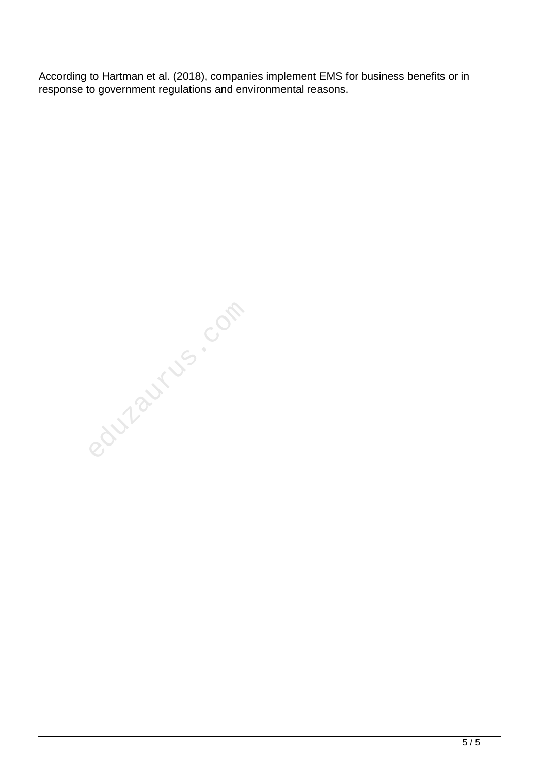According to Hartman et al. (2018), companies implement EMS for business benefits or in response to government regulations and environmental reasons.